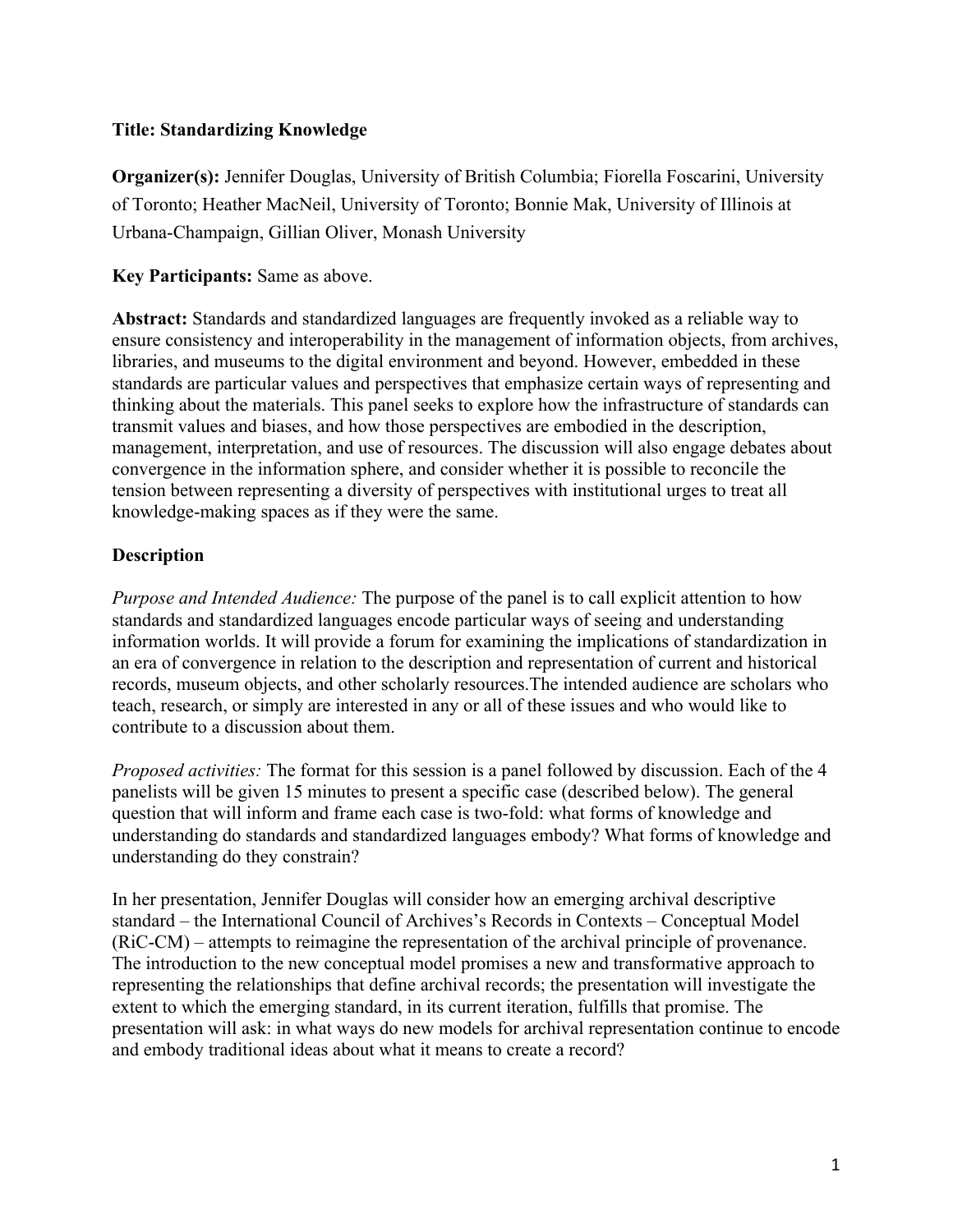**Title: Standardizing Knowledge**

**Organizer(s):** Jennifer Douglas, University of British Columbia; Fiorella Foscarini, University of Toronto; Heather MacNeil, University of Toronto; Bonnie Mak, University of Illinois at Urbana-Champaign, Gillian Oliver, Monash University

**Key Participants:** Same as above.

**Abstract:** Standards and standardized languages are frequently invoked as a reliable way to ensure consistency and interoperability in the management of information objects, from archives, libraries, and museums to the digital environment and beyond. However, embedded in these standards are particular values and perspectives that emphasize certain ways of representing and thinking about the materials. This panel seeks to explore how the infrastructure of standards can transmit values and biases, and how those perspectives are embodied in the description, management, interpretation, and use of resources. The discussion will also engage debates about convergence in the information sphere, and consider whether it is possible to reconcile the tension between representing a diversity of perspectives with institutional urges to treat all knowledge-making spaces as if they were the same.

## Description

*Purpose and Intended Audience:* The purpose of the panel is to call explicit attention to how standards and standardized languages encode particular ways of seeing and understanding information worlds. It will provide a forum for examining the implications of standardization in an era of convergence in relation to the description and representation of current and historical records, museum objects, and other scholarly resources.The intended audience are scholars who teach, research, or simply are interested in any or all of these issues and who would like to contribute to a discussion about them.

*Proposed activities:* The format for this session is a panel followed by discussion. Each of the 4 panelists will be given 15 minutes to present a specific case (described below). The general question that will inform and frame each case is two-fold: what forms of knowledge and understanding do standards and standardized languages embody? What forms of knowledge and understanding do they constrain?

In her presentation, Jennifer Douglas will consider how an emerging archival descriptive standard – the International Council of Archives's Records in Contexts – Conceptual Model (RiC-CM) – attempts to reimagine the representation of the archival principle of provenance. The introduction to the new conceptual model promises a new and transformative approach to representing the relationships that define archival records; the presentation will investigate the extent to which the emerging standard, in its current iteration, fulfills that promise. The presentation will ask: in what ways do new models for archival representation continue to encode and embody traditional ideas about what it means to create a record?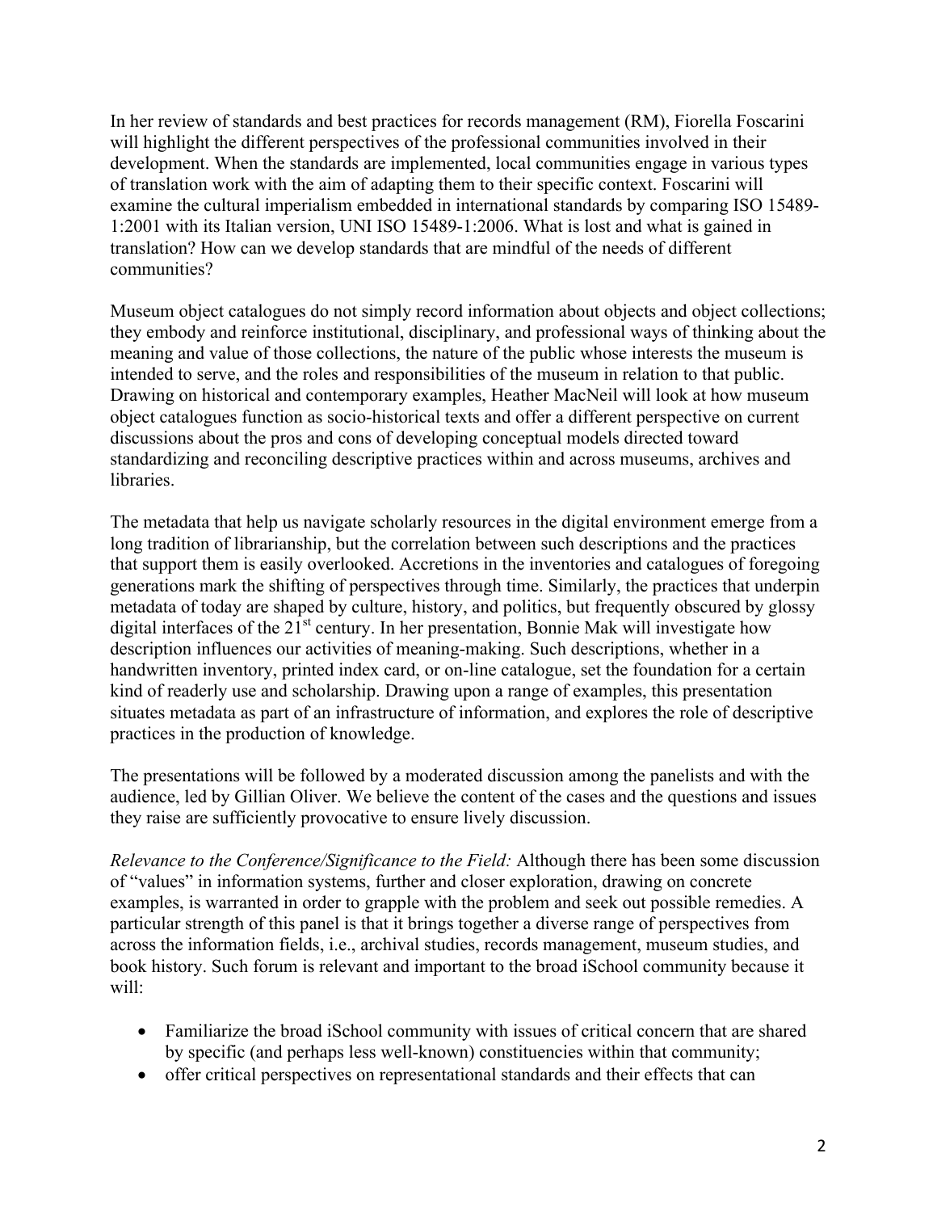In her review of standards and best practices for records management (RM), Fiorella Foscarini will highlight the different perspectives of the professional communities involved in their development. When the standards are implemented, local communities engage in various types of translation work with the aim of adapting them to their specific context. Foscarini will examine the cultural imperialism embedded in international standards by comparing ISO 15489-1:2001 with its Italian version, UNI ISO 15489-1:2006. What is lost and what is gained in translation? How can we develop standards that are mindful of the needs of different communities?

Museum object catalogues do not simply record information about objects and object collections; they embody and reinforce institutional, disciplinary, and professional ways of thinking about the meaning and value of those collections, the nature of the public whose interests the museum is intended to serve, and the roles and responsibilities of the museum in relation to that public. Drawing on historical and contemporary examples, Heather MacNeil will look at how museum object catalogues function as socio-historical texts and offer a different perspective on current discussions about the pros and cons of developing conceptual models directed toward standardizing and reconciling descriptive practices within and across museums, archives and libraries.

The metadata that help us navigate scholarly resources in the digital environment emerge from a long tradition of librarianship, but the correlation between such descriptions and the practices that support them is easily overlooked. Accretions in the inventories and catalogues of foregoing generations mark the shifting of perspectives through time. Similarly, the practices that underpin metadata of today are shaped by culture, history, and politics, but frequently obscured by glossy digital interfaces of the 21st century. In her presentation, Bonnie Mak will investigate how description influences our activities of meaning-making. Such descriptions, whether in a handwritten inventory, printed index card, or on-line catalogue, set the foundation for a certain kind of readerly use and scholarship. Drawing upon a range of examples, this presentation situates metadata as part of an infrastructure of information, and explores the role of descriptive practices in the production of knowledge.

The presentations will be followed by a moderated discussion among the panelists and with the audience, led by Gillian Oliver. We believe the content of the cases and the questions and issues they raise are sufficiently provocative to ensure lively discussion.

*Relevance to the Conference/Significance to the Field:* Although there has been some discussion of "values" in information systems, further and closer exploration, drawing on concrete examples, is warranted in order to grapple with the problem and seek out possible remedies. A particular strength of this panel is that it brings together a diverse range of perspectives from across the information fields, i.e., archival studies, records management, museum studies, and book history. Such forum is relevant and important to the broad iSchool community because it will:

- Familiarize the broad iSchool community with issues of critical concern that are shared by specific (and perhaps less well-known) constituencies within that community;
- offer critical perspectives on representational standards and their effects that can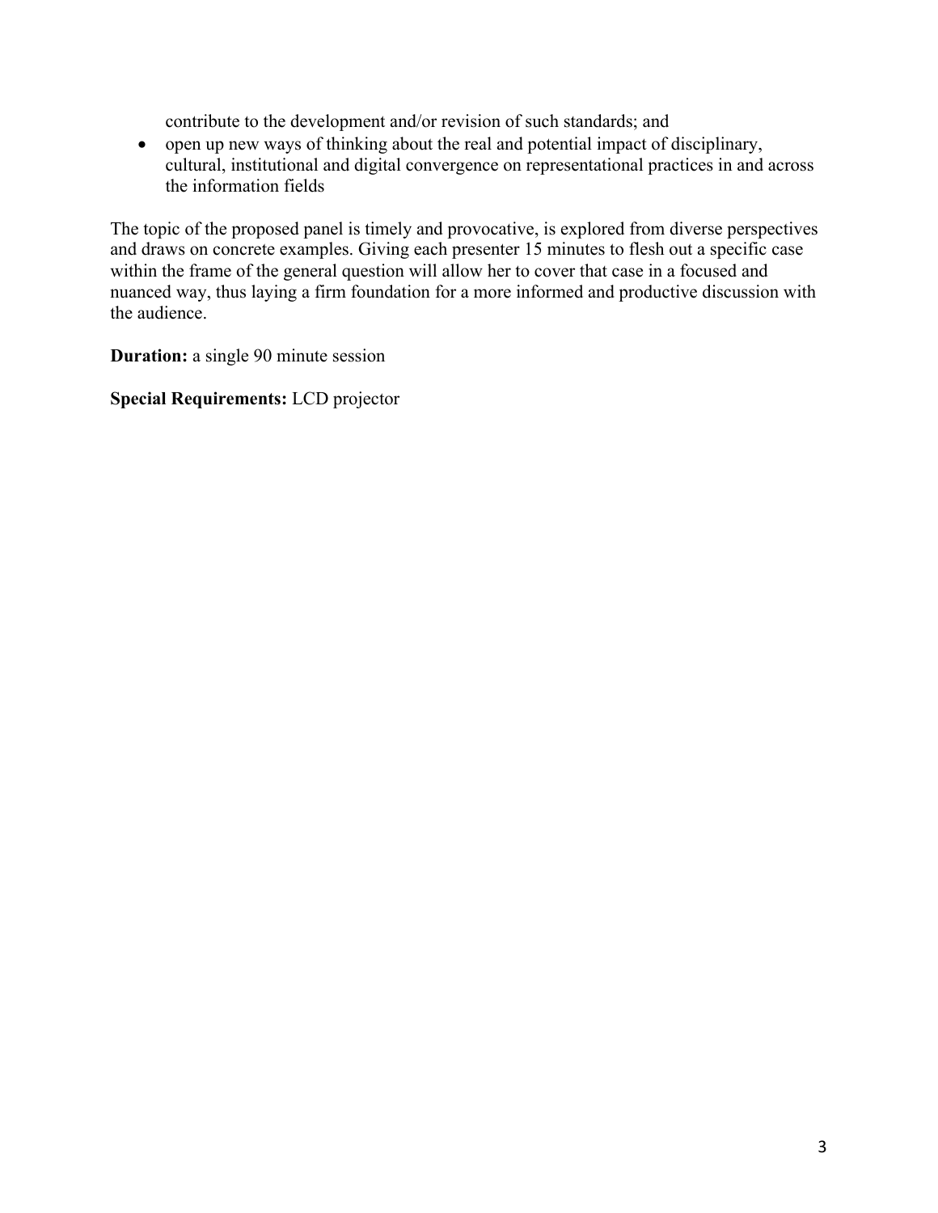contribute to the development and/or revision of such standards; and

- open up new ways of thinking about the real and potential impact of disciplinary, cultural, institutional and digital convergence on representational practices in and across the information fields

The topic of the proposed panel is timely and provocative, is explored from diverse perspectives and draws on concrete examples. Giving each presenter 15 minutes to flesh out a specific case within the frame of the general question will allow her to cover that case in a focused and nuanced way, thus laying a firm foundation for a more informed and productive discussion with the audience.

**Duration:** a single 90 minute session

**Special Requirements:** LCD projector